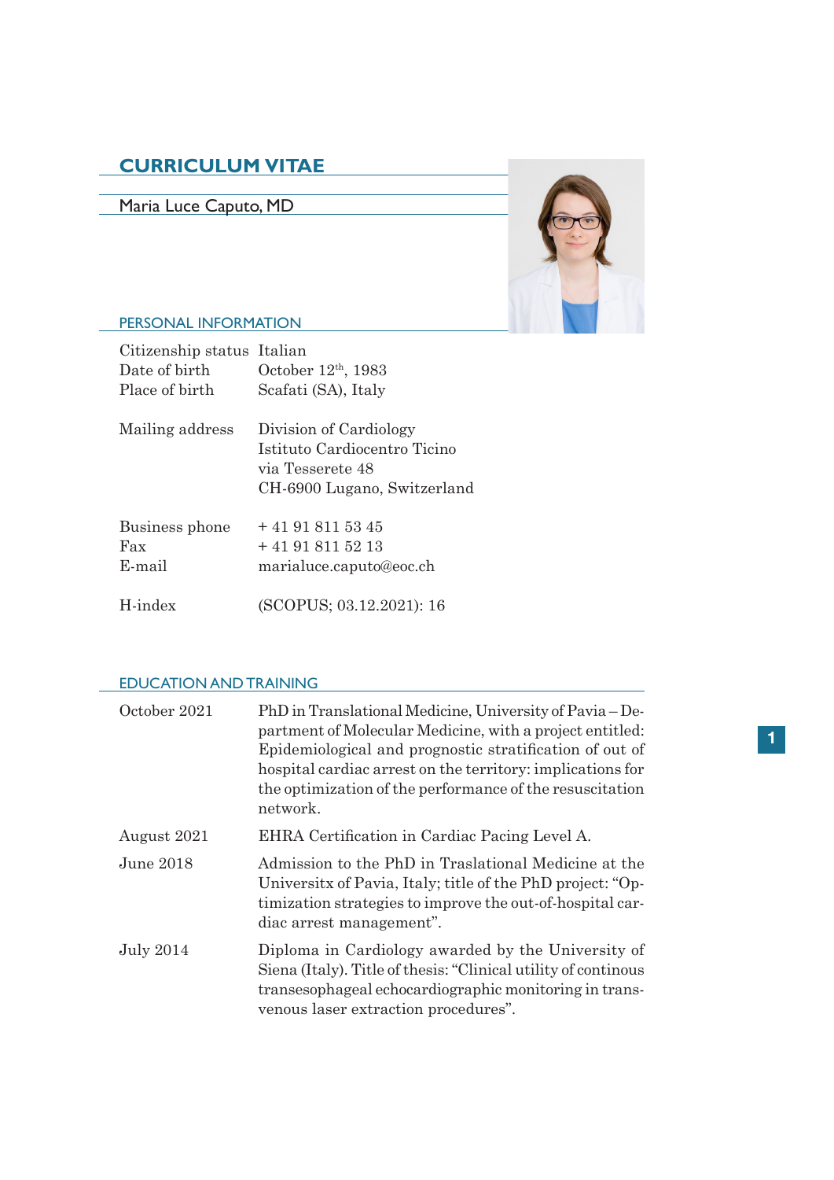# CURRICULUM VITAE

## Maria Luce Caputo, MD

### PERSONAL INFORMATION

| | |
|---|---|
| Citizenship status | Italian |
| Date of birth | October 12th, 1983 |
| Place of birth | Scafati (SA), Italy |
| Mailing address | Division of Cardiology<br>Istituto Cardiocentro Ticino<br>via Tesserete 48<br>CH-6900 Lugano, Switzerland |
| Business phone | + 41 91 811 53 45 |
| Fax | + 41 91 811 52 13 |
| E-mail | marialuce.caputo@eoc.ch |
| H-index | (SCOPUS; 03.12.2021): 16 |

### EDUCATION AND TRAINING

| | |
|---|---|
| October 2021 | PhD in Translational Medicine, University of Pavia – Department of Molecular Medicine, with a project entitled: Epidemiological and prognostic stratification of out of hospital cardiac arrest on the territory: implications for the optimization of the performance of the resuscitation network. |
| August 2021 | EHRA Certification in Cardiac Pacing Level A. |
| June 2018 | Admission to the PhD in Traslational Medicine at the Universitx of Pavia, Italy; title of the PhD project: "Optimization strategies to improve the out-of-hospital cardiac arrest management". |
| July 2014 | Diploma in Cardiology awarded by the University of Siena (Italy). Title of thesis: "Clinical utility of continous transesophageal echocardiographic monitoring in transvenous laser extraction procedures". |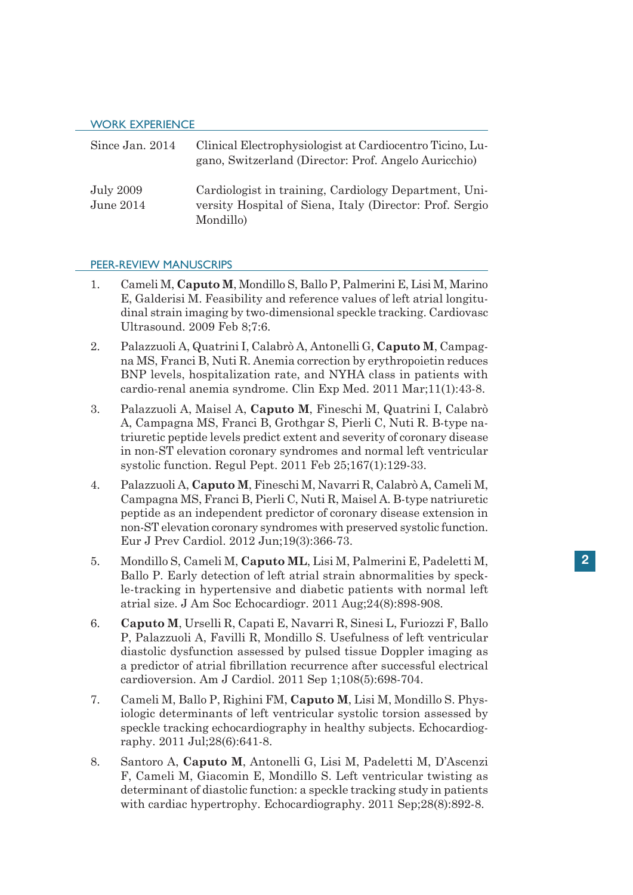## WORK EXPERIENCE

| | |
|---|---|
| Since Jan. 2014 | Clinical Electrophysiologist at Cardiocentro Ticino, Lugano, Switzerland (Director: Prof. Angelo Auricchio) |
| July 2009<br>June 2014 | Cardiologist in training, Cardiology Department, University Hospital of Siena, Italy (Director: Prof. Sergio Mondillo) |

## PEER-REVIEW MANUSCRIPS

1. Cameli M, **Caputo M**, Mondillo S, Ballo P, Palmerini E, Lisi M, Marino E, Galderisi M. Feasibility and reference values of left atrial longitudinal strain imaging by two-dimensional speckle tracking. Cardiovasc Ultrasound. 2009 Feb 8;7:6.
2. Palazzuoli A, Quatrini I, Calabrò A, Antonelli G, **Caputo M**, Campagna MS, Franci B, Nuti R. Anemia correction by erythropoietin reduces BNP levels, hospitalization rate, and NYHA class in patients with cardio-renal anemia syndrome. Clin Exp Med. 2011 Mar;11(1):43-8.
3. Palazzuoli A, Maisel A, **Caputo M**, Fineschi M, Quatrini I, Calabrò A, Campagna MS, Franci B, Grothgar S, Pierli C, Nuti R. B-type natriuretic peptide levels predict extent and severity of coronary disease in non-ST elevation coronary syndromes and normal left ventricular systolic function. Regul Pept. 2011 Feb 25;167(1):129-33.
4. Palazzuoli A, **Caputo M**, Fineschi M, Navarri R, Calabrò A, Cameli M, Campagna MS, Franci B, Pierli C, Nuti R, Maisel A. B-type natriuretic peptide as an independent predictor of coronary disease extension in non-ST elevation coronary syndromes with preserved systolic function. Eur J Prev Cardiol. 2012 Jun;19(3):366-73.
5. Mondillo S, Cameli M, **Caputo ML**, Lisi M, Palmerini E, Padeletti M, Ballo P. Early detection of left atrial strain abnormalities by speckle-tracking in hypertensive and diabetic patients with normal left atrial size. J Am Soc Echocardiogr. 2011 Aug;24(8):898-908.
6. **Caputo M**, Urselli R, Capati E, Navarri R, Sinesi L, Furiozzi F, Ballo P, Palazzuoli A, Favilli R, Mondillo S. Usefulness of left ventricular diastolic dysfunction assessed by pulsed tissue Doppler imaging as a predictor of atrial fibrillation recurrence after successful electrical cardioversion. Am J Cardiol. 2011 Sep 1;108(5):698-704.
7. Cameli M, Ballo P, Righini FM, **Caputo M**, Lisi M, Mondillo S. Physiologic determinants of left ventricular systolic torsion assessed by speckle tracking echocardiography in healthy subjects. Echocardiography. 2011 Jul;28(6):641-8.
8. Santoro A, **Caputo M**, Antonelli G, Lisi M, Padeletti M, D'Ascenzi F, Cameli M, Giacomin E, Mondillo S. Left ventricular twisting as determinant of diastolic function: a speckle tracking study in patients with cardiac hypertrophy. Echocardiography. 2011 Sep;28(8):892-8.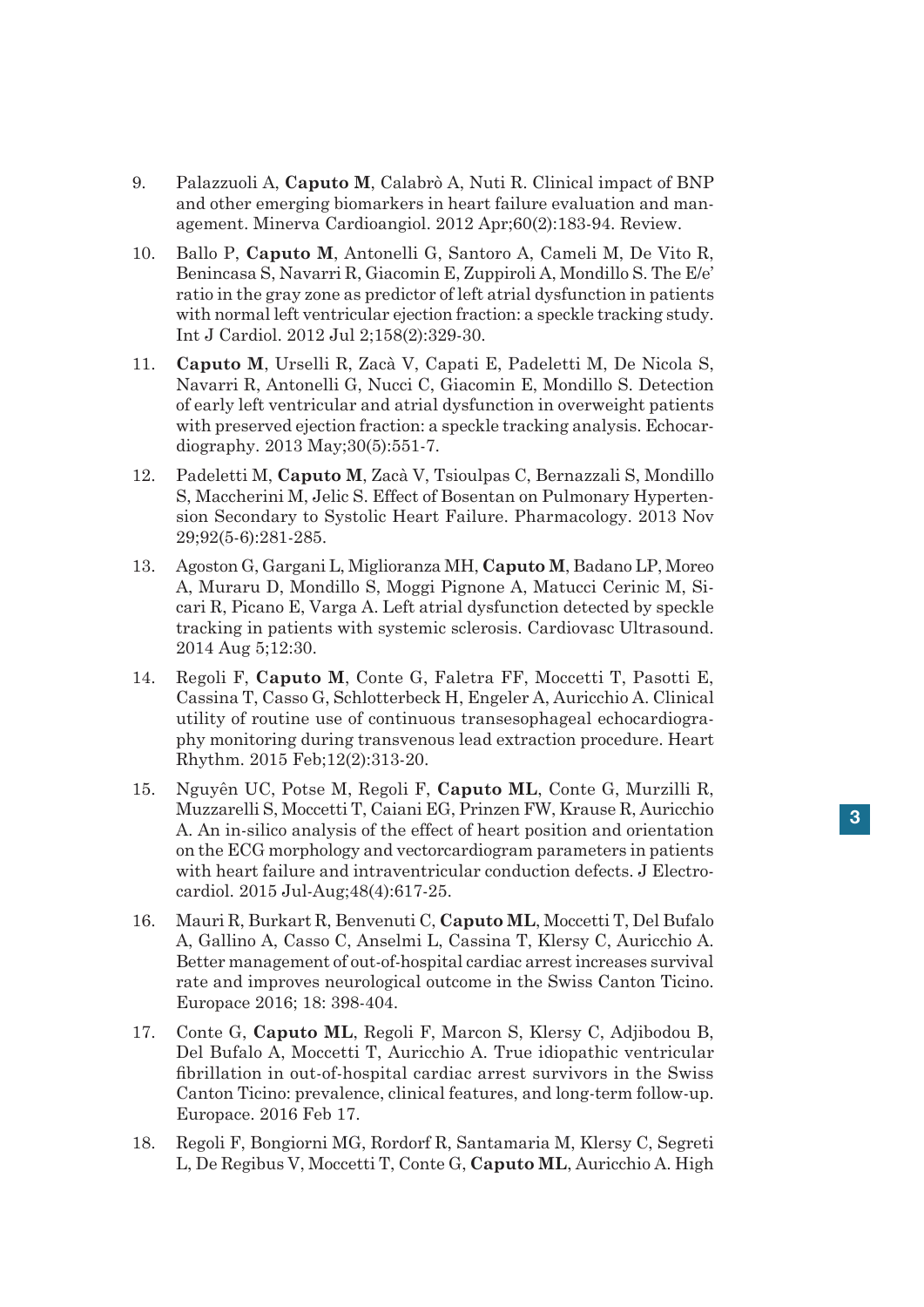9. Palazzuoli A, **Caputo M**, Calabrò A, Nuti R. Clinical impact of BNP and other emerging biomarkers in heart failure evaluation and management. Minerva Cardioangiol. 2012 Apr;60(2):183-94. Review.

10. Ballo P, **Caputo M**, Antonelli G, Santoro A, Cameli M, De Vito R, Benincasa S, Navarri R, Giacomin E, Zuppiroli A, Mondillo S. The E/e' ratio in the gray zone as predictor of left atrial dysfunction in patients with normal left ventricular ejection fraction: a speckle tracking study. Int J Cardiol. 2012 Jul 2;158(2):329-30.

11. **Caputo M**, Urselli R, Zacà V, Capati E, Padeletti M, De Nicola S, Navarri R, Antonelli G, Nucci C, Giacomin E, Mondillo S. Detection of early left ventricular and atrial dysfunction in overweight patients with preserved ejection fraction: a speckle tracking analysis. Echocardiography. 2013 May;30(5):551-7.

12. Padeletti M, **Caputo M**, Zacà V, Tsioulpas C, Bernazzali S, Mondillo S, Maccherini M, Jelic S. Effect of Bosentan on Pulmonary Hypertension Secondary to Systolic Heart Failure. Pharmacology. 2013 Nov 29;92(5-6):281-285.

13. Agoston G, Gargani L, Miglioranza MH, **Caputo M**, Badano LP, Moreo A, Muraru D, Mondillo S, Moggi Pignone A, Matucci Cerinic M, Sicari R, Picano E, Varga A. Left atrial dysfunction detected by speckle tracking in patients with systemic sclerosis. Cardiovasc Ultrasound. 2014 Aug 5;12:30.

14. Regoli F, **Caputo M**, Conte G, Faletra FF, Moccetti T, Pasotti E, Cassina T, Casso G, Schlotterbeck H, Engeler A, Auricchio A. Clinical utility of routine use of continuous transesophageal echocardiography monitoring during transvenous lead extraction procedure. Heart Rhythm. 2015 Feb;12(2):313-20.

15. Nguyên UC, Potse M, Regoli F, **Caputo ML**, Conte G, Murzilli R, Muzzarelli S, Moccetti T, Caiani EG, Prinzen FW, Krause R, Auricchio A. An in-silico analysis of the effect of heart position and orientation on the ECG morphology and vectorcardiogram parameters in patients with heart failure and intraventricular conduction defects. J Electrocardiol. 2015 Jul-Aug;48(4):617-25.

16. Mauri R, Burkart R, Benvenuti C, **Caputo ML**, Moccetti T, Del Bufalo A, Gallino A, Casso C, Anselmi L, Cassina T, Klersy C, Auricchio A. Better management of out-of-hospital cardiac arrest increases survival rate and improves neurological outcome in the Swiss Canton Ticino. Europace 2016; 18: 398-404.

17. Conte G, **Caputo ML**, Regoli F, Marcon S, Klersy C, Adjibodou B, Del Bufalo A, Moccetti T, Auricchio A. True idiopathic ventricular fibrillation in out-of-hospital cardiac arrest survivors in the Swiss Canton Ticino: prevalence, clinical features, and long-term follow-up. Europace. 2016 Feb 17.

18. Regoli F, Bongiorni MG, Rordorf R, Santamaria M, Klersy C, Segreti L, De Regibus V, Moccetti T, Conte G, **Caputo ML**, Auricchio A. High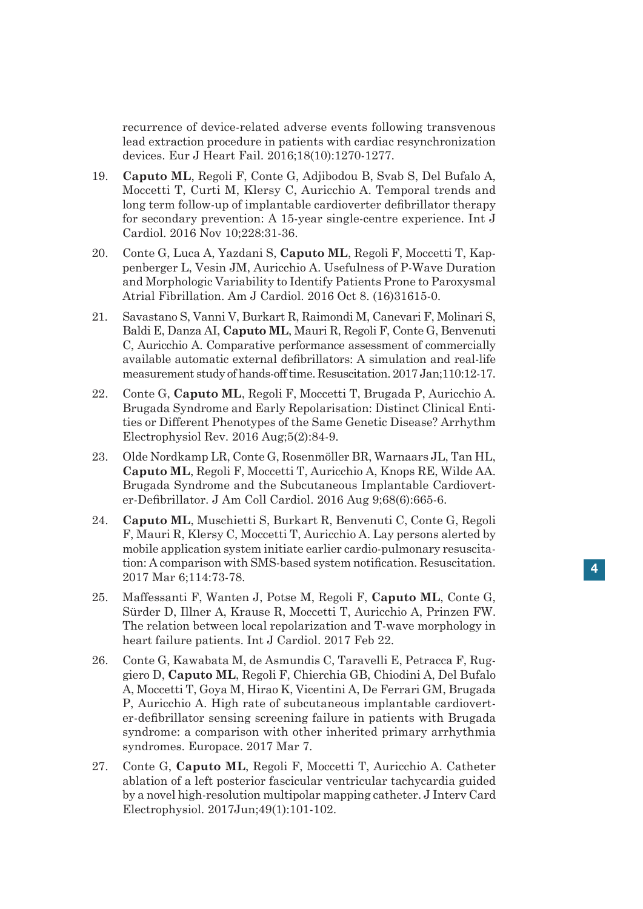recurrence of device-related adverse events following transvenous lead extraction procedure in patients with cardiac resynchronization devices. Eur J Heart Fail. 2016;18(10):1270-1277.

19. **Caputo ML**, Regoli F, Conte G, Adjibodou B, Svab S, Del Bufalo A, Moccetti T, Curti M, Klersy C, Auricchio A. Temporal trends and long term follow-up of implantable cardioverter defibrillator therapy for secondary prevention: A 15-year single-centre experience. Int J Cardiol. 2016 Nov 10;228:31-36.

20. Conte G, Luca A, Yazdani S, **Caputo ML**, Regoli F, Moccetti T, Kappenberger L, Vesin JM, Auricchio A. Usefulness of P-Wave Duration and Morphologic Variability to Identify Patients Prone to Paroxysmal Atrial Fibrillation. Am J Cardiol. 2016 Oct 8. (16)31615-0.

21. Savastano S, Vanni V, Burkart R, Raimondi M, Canevari F, Molinari S, Baldi E, Danza AI, **Caputo ML**, Mauri R, Regoli F, Conte G, Benvenuti C, Auricchio A. Comparative performance assessment of commercially available automatic external defibrillators: A simulation and real-life measurement study of hands-off time. Resuscitation. 2017 Jan;110:12-17.

22. Conte G, **Caputo ML**, Regoli F, Moccetti T, Brugada P, Auricchio A. Brugada Syndrome and Early Repolarisation: Distinct Clinical Entities or Different Phenotypes of the Same Genetic Disease? Arrhythm Electrophysiol Rev. 2016 Aug;5(2):84-9.

23. Olde Nordkamp LR, Conte G, Rosenmöller BR, Warnaars JL, Tan HL, **Caputo ML**, Regoli F, Moccetti T, Auricchio A, Knops RE, Wilde AA. Brugada Syndrome and the Subcutaneous Implantable Cardioverter-Defibrillator. J Am Coll Cardiol. 2016 Aug 9;68(6):665-6.

24. **Caputo ML**, Muschietti S, Burkart R, Benvenuti C, Conte G, Regoli F, Mauri R, Klersy C, Moccetti T, Auricchio A. Lay persons alerted by mobile application system initiate earlier cardio-pulmonary resuscitation: A comparison with SMS-based system notification. Resuscitation. 2017 Mar 6;114:73-78.

25. Maffessanti F, Wanten J, Potse M, Regoli F, **Caputo ML**, Conte G, Sürder D, Illner A, Krause R, Moccetti T, Auricchio A, Prinzen FW. The relation between local repolarization and T-wave morphology in heart failure patients. Int J Cardiol. 2017 Feb 22.

26. Conte G, Kawabata M, de Asmundis C, Taravelli E, Petracca F, Ruggiero D, **Caputo ML**, Regoli F, Chierchia GB, Chiodini A, Del Bufalo A, Moccetti T, Goya M, Hirao K, Vicentini A, De Ferrari GM, Brugada P, Auricchio A. High rate of subcutaneous implantable cardioverter-defibrillator sensing screening failure in patients with Brugada syndrome: a comparison with other inherited primary arrhythmia syndromes. Europace. 2017 Mar 7.

27. Conte G, **Caputo ML**, Regoli F, Moccetti T, Auricchio A. Catheter ablation of a left posterior fascicular ventricular tachycardia guided by a novel high-resolution multipolar mapping catheter. J Interv Card Electrophysiol. 2017Jun;49(1):101-102.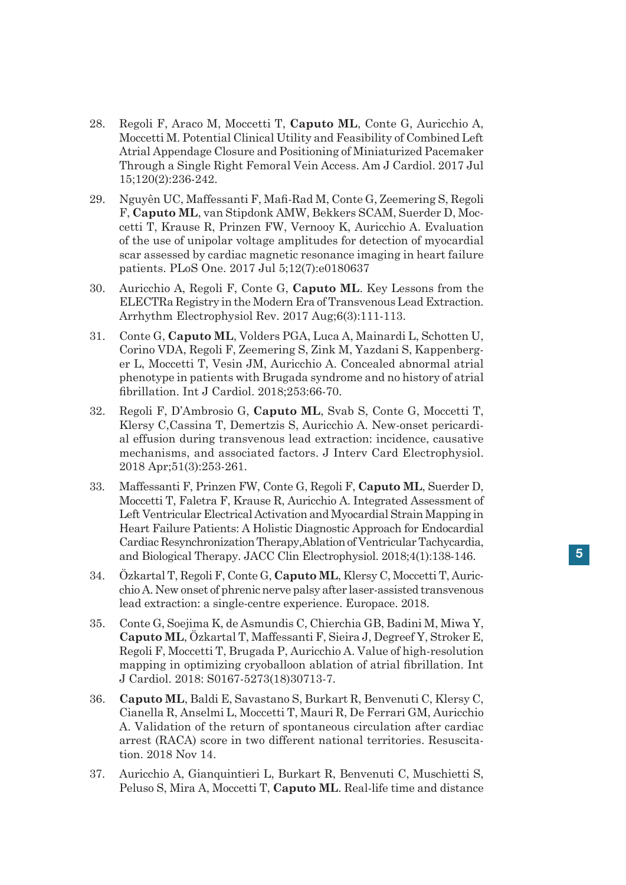28. Regoli F, Araco M, Moccetti T, **Caputo ML**, Conte G, Auricchio A, Moccetti M. Potential Clinical Utility and Feasibility of Combined Left Atrial Appendage Closure and Positioning of Miniaturized Pacemaker Through a Single Right Femoral Vein Access. Am J Cardiol. 2017 Jul 15;120(2):236-242.

29. Nguyên UC, Maffessanti F, Mafi-Rad M, Conte G, Zeemering S, Regoli F, **Caputo ML**, van Stipdonk AMW, Bekkers SCAM, Suerder D, Moccetti T, Krause R, Prinzen FW, Vernooy K, Auricchio A. Evaluation of the use of unipolar voltage amplitudes for detection of myocardial scar assessed by cardiac magnetic resonance imaging in heart failure patients. PLoS One. 2017 Jul 5;12(7):e0180637

30. Auricchio A, Regoli F, Conte G, **Caputo ML**. Key Lessons from the ELECTRa Registry in the Modern Era of Transvenous Lead Extraction. Arrhythm Electrophysiol Rev. 2017 Aug;6(3):111-113.

31. Conte G, **Caputo ML**, Volders PGA, Luca A, Mainardi L, Schotten U, Corino VDA, Regoli F, Zeemering S, Zink M, Yazdani S, Kappenberger L, Moccetti T, Vesin JM, Auricchio A. Concealed abnormal atrial phenotype in patients with Brugada syndrome and no history of atrial fibrillation. Int J Cardiol. 2018;253:66-70.

32. Regoli F, D'Ambrosio G, **Caputo ML**, Svab S, Conte G, Moccetti T, Klersy C,Cassina T, Demertzis S, Auricchio A. New-onset pericardial effusion during transvenous lead extraction: incidence, causative mechanisms, and associated factors. J Interv Card Electrophysiol. 2018 Apr;51(3):253-261.

33. Maffessanti F, Prinzen FW, Conte G, Regoli F, **Caputo ML**, Suerder D, Moccetti T, Faletra F, Krause R, Auricchio A. Integrated Assessment of Left Ventricular Electrical Activation and Myocardial Strain Mapping in Heart Failure Patients: A Holistic Diagnostic Approach for Endocardial Cardiac Resynchronization Therapy,Ablation of Ventricular Tachycardia, and Biological Therapy. JACC Clin Electrophysiol. 2018;4(1):138-146.

34. Özkartal T, Regoli F, Conte G, **Caputo ML**, Klersy C, Moccetti T, Auricchio A. New onset of phrenic nerve palsy after laser-assisted transvenous lead extraction: a single-centre experience. Europace. 2018.

35. Conte G, Soejima K, de Asmundis C, Chierchia GB, Badini M, Miwa Y, **Caputo ML**, Özkartal T, Maffessanti F, Sieira J, Degreef Y, Stroker E, Regoli F, Moccetti T, Brugada P, Auricchio A. Value of high-resolution mapping in optimizing cryoballoon ablation of atrial fibrillation. Int J Cardiol. 2018: S0167-5273(18)30713-7.

36. **Caputo ML**, Baldi E, Savastano S, Burkart R, Benvenuti C, Klersy C, Cianella R, Anselmi L, Moccetti T, Mauri R, De Ferrari GM, Auricchio A. Validation of the return of spontaneous circulation after cardiac arrest (RACA) score in two different national territories. Resuscitation. 2018 Nov 14.

37. Auricchio A, Gianquintieri L, Burkart R, Benvenuti C, Muschietti S, Peluso S, Mira A, Moccetti T, **Caputo ML**. Real-life time and distance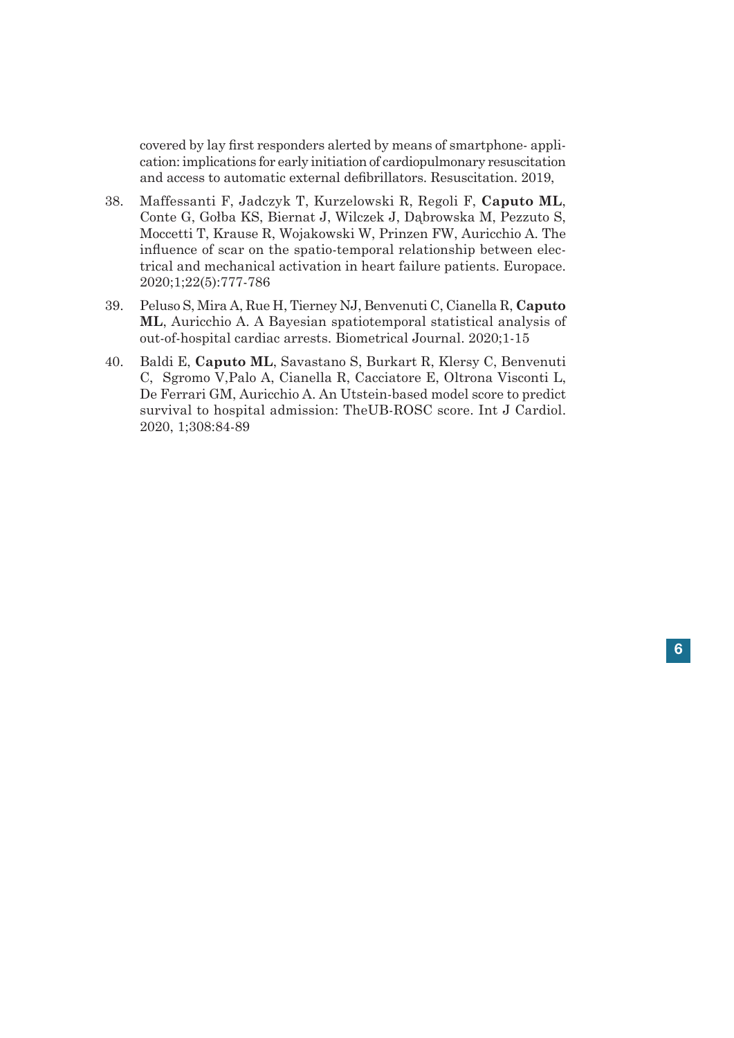covered by lay first responders alerted by means of smartphone- application: implications for early initiation of cardiopulmonary resuscitation and access to automatic external defibrillators. Resuscitation. 2019,

38. Maffessanti F, Jadczyk T, Kurzelowski R, Regoli F, **Caputo ML**, Conte G, Gołba KS, Biernat J, Wilczek J, Dąbrowska M, Pezzuto S, Moccetti T, Krause R, Wojakowski W, Prinzen FW, Auricchio A. The influence of scar on the spatio-temporal relationship between electrical and mechanical activation in heart failure patients. Europace. 2020;1;22(5):777-786

39. Peluso S, Mira A, Rue H, Tierney NJ, Benvenuti C, Cianella R, **Caputo ML**, Auricchio A. A Bayesian spatiotemporal statistical analysis of out-of-hospital cardiac arrests. Biometrical Journal. 2020;1-15

40. Baldi E, **Caputo ML**, Savastano S, Burkart R, Klersy C, Benvenuti C, Sgromo V,Palo A, Cianella R, Cacciatore E, Oltrona Visconti L, De Ferrari GM, Auricchio A. An Utstein-based model score to predict survival to hospital admission: TheUB-ROSC score. Int J Cardiol. 2020, 1;308:84-89